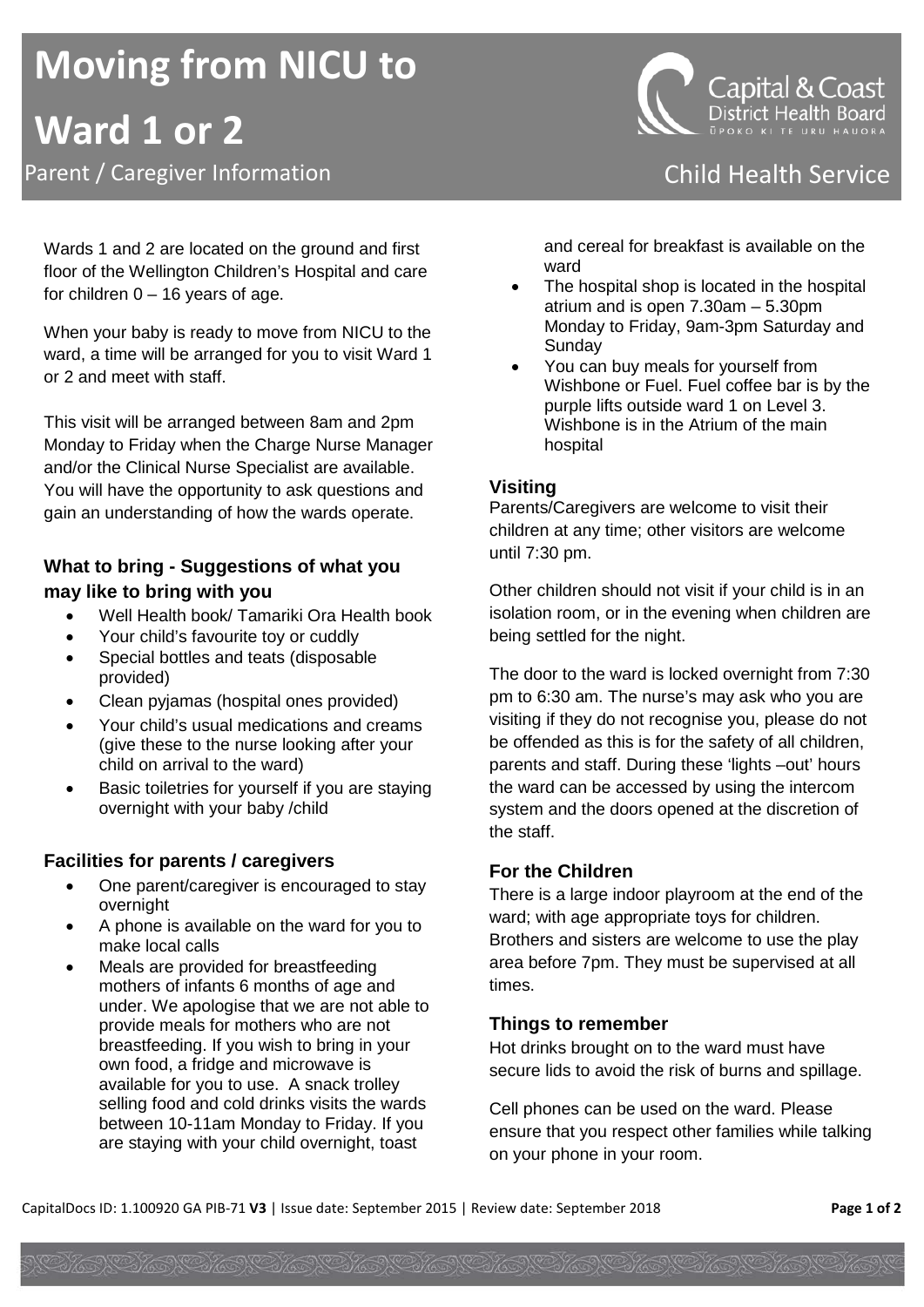# Moving from NICU to Ward 1 or 2

Parent / Caregiver Information

Capital & Coast District Health Board
ŪPOKO KI TE URU HAUORA

Child Health Service

Wards 1 and 2 are located on the ground and first floor of the Wellington Children's Hospital and care for children 0 – 16 years of age.

When your baby is ready to move from NICU to the ward, a time will be arranged for you to visit Ward 1 or 2 and meet with staff.

This visit will be arranged between 8am and 2pm Monday to Friday when the Charge Nurse Manager and/or the Clinical Nurse Specialist are available. You will have the opportunity to ask questions and gain an understanding of how the wards operate.

### What to bring - Suggestions of what you may like to bring with you

- Well Health book/ Tamariki Ora Health book
- Your child's favourite toy or cuddly
- Special bottles and teats (disposable provided)
- Clean pyjamas (hospital ones provided)
- Your child's usual medications and creams (give these to the nurse looking after your child on arrival to the ward)
- Basic toiletries for yourself if you are staying overnight with your baby /child

### Facilities for parents / caregivers

- One parent/caregiver is encouraged to stay overnight
- A phone is available on the ward for you to make local calls
- Meals are provided for breastfeeding mothers of infants 6 months of age and under. We apologise that we are not able to provide meals for mothers who are not breastfeeding. If you wish to bring in your own food, a fridge and microwave is available for you to use. A snack trolley selling food and cold drinks visits the wards between 10-11am Monday to Friday. If you are staying with your child overnight, toast and cereal for breakfast is available on the ward
- The hospital shop is located in the hospital atrium and is open 7.30am – 5.30pm Monday to Friday, 9am-3pm Saturday and Sunday
- You can buy meals for yourself from Wishbone or Fuel. Fuel coffee bar is by the purple lifts outside ward 1 on Level 3. Wishbone is in the Atrium of the main hospital

### Visiting

Parents/Caregivers are welcome to visit their children at any time; other visitors are welcome until 7:30 pm.

Other children should not visit if your child is in an isolation room, or in the evening when children are being settled for the night.

The door to the ward is locked overnight from 7:30 pm to 6:30 am. The nurse's may ask who you are visiting if they do not recognise you, please do not be offended as this is for the safety of all children, parents and staff. During these 'lights –out' hours the ward can be accessed by using the intercom system and the doors opened at the discretion of the staff.

### For the Children

There is a large indoor playroom at the end of the ward; with age appropriate toys for children. Brothers and sisters are welcome to use the play area before 7pm. They must be supervised at all times.

### Things to remember

Hot drinks brought on to the ward must have secure lids to avoid the risk of burns and spillage.

Cell phones can be used on the ward. Please ensure that you respect other families while talking on your phone in your room.

CapitalDocs ID: 1.100920 GA PIB-71 **V3** | Issue date: September 2015 | Review date: September 2018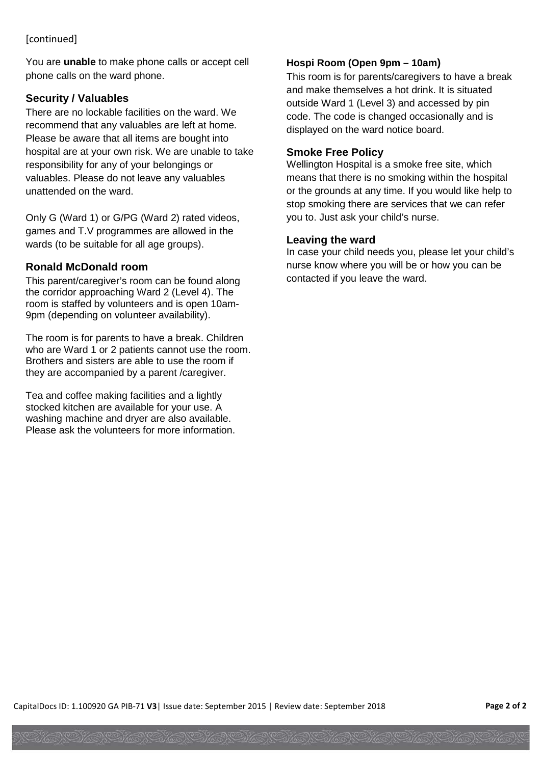[continued]

You are **unable** to make phone calls or accept cell phone calls on the ward phone.

## Security / Valuables

There are no lockable facilities on the ward. We recommend that any valuables are left at home. Please be aware that all items are bought into hospital are at your own risk. We are unable to take responsibility for any of your belongings or valuables. Please do not leave any valuables unattended on the ward.

Only G (Ward 1) or G/PG (Ward 2) rated videos, games and T.V programmes are allowed in the wards (to be suitable for all age groups).

## Ronald McDonald room

This parent/caregiver's room can be found along the corridor approaching Ward 2 (Level 4). The room is staffed by volunteers and is open 10am-9pm (depending on volunteer availability).

The room is for parents to have a break. Children who are Ward 1 or 2 patients cannot use the room. Brothers and sisters are able to use the room if they are accompanied by a parent /caregiver.

Tea and coffee making facilities and a lightly stocked kitchen are available for your use. A washing machine and dryer are also available. Please ask the volunteers for more information.

## Hospi Room (Open 9pm – 10am)

This room is for parents/caregivers to have a break and make themselves a hot drink. It is situated outside Ward 1 (Level 3) and accessed by pin code. The code is changed occasionally and is displayed on the ward notice board.

## Smoke Free Policy

Wellington Hospital is a smoke free site, which means that there is no smoking within the hospital or the grounds at any time. If you would like help to stop smoking there are services that we can refer you to. Just ask your child's nurse.

## Leaving the ward

In case your child needs you, please let your child's nurse know where you will be or how you can be contacted if you leave the ward.

CapitalDocs ID: 1.100920 GA PIB-71 **V3**| Issue date: September 2015 | Review date: September 2018